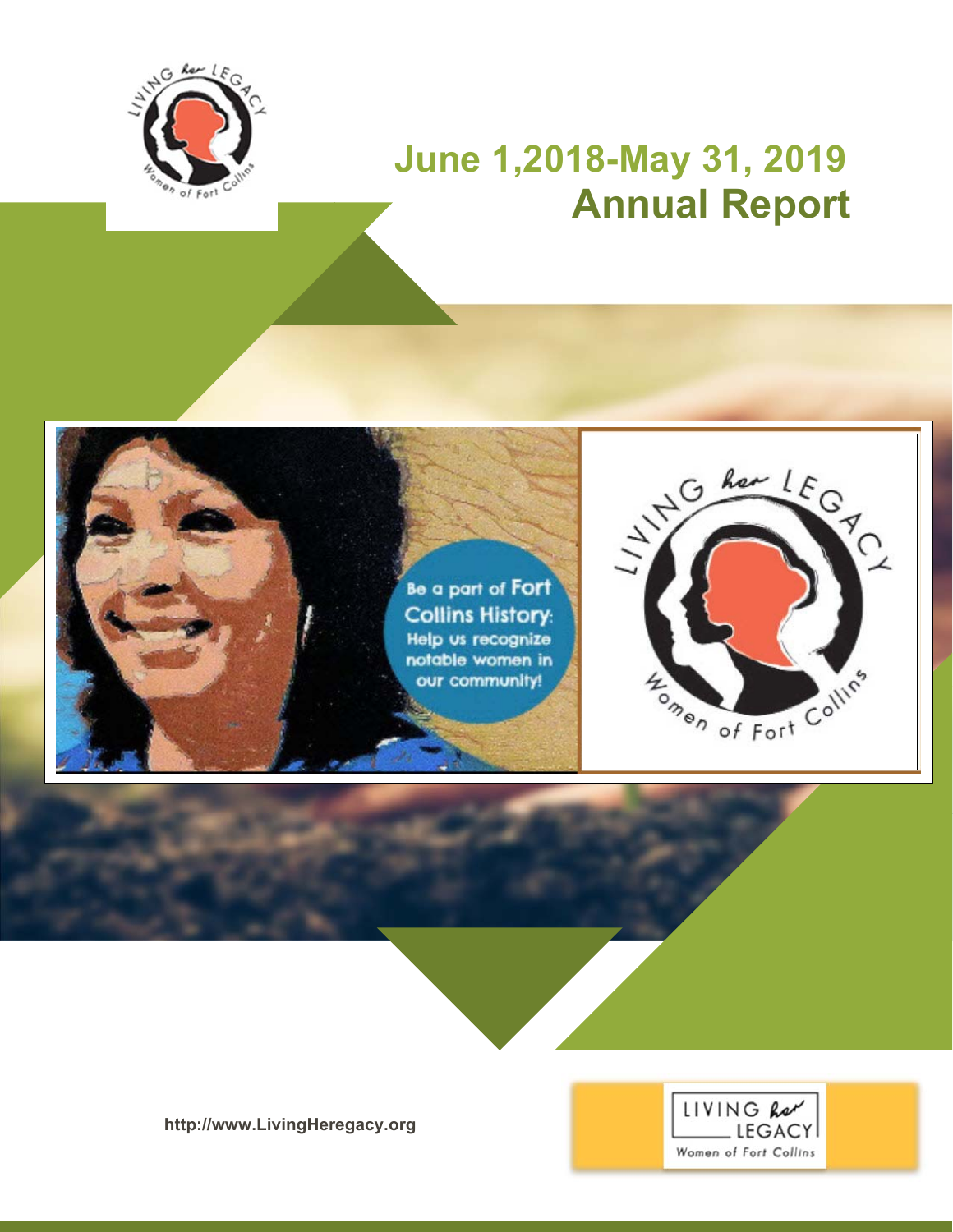# June 1,2018-May 31, 2019
# Annual Report

http://www.LivingHeregacy.org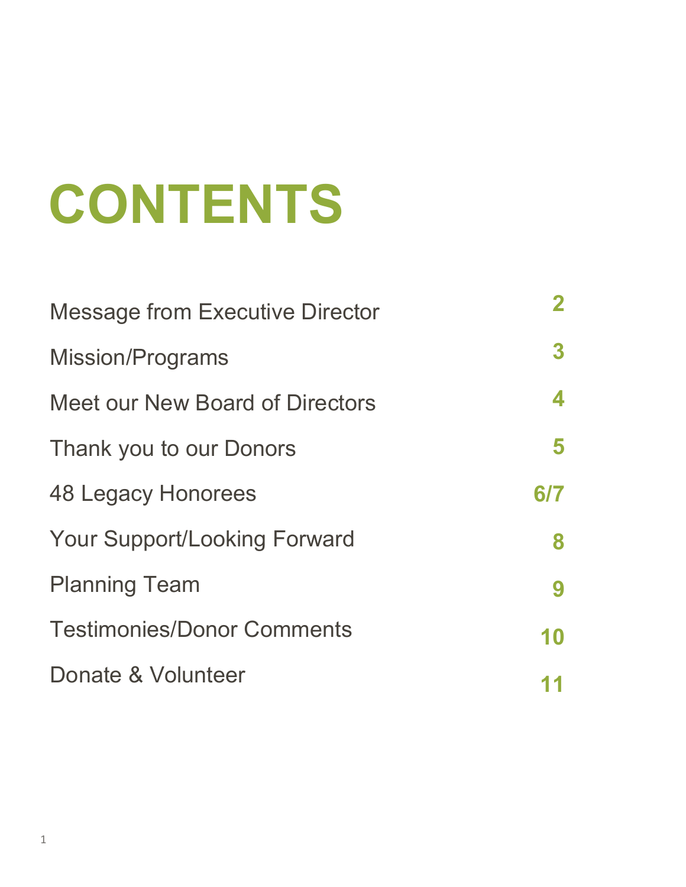# CONTENTS

| | |
|---|---|
| Message from Executive Director | 2 |
| Mission/Programs | 3 |
| Meet our New Board of Directors | 4 |
| Thank you to our Donors | 5 |
| 48 Legacy Honorees | 6/7 |
| Your Support/Looking Forward | 8 |
| Planning Team | 9 |
| Testimonies/Donor Comments | 10 |
| Donate & Volunteer | 11 |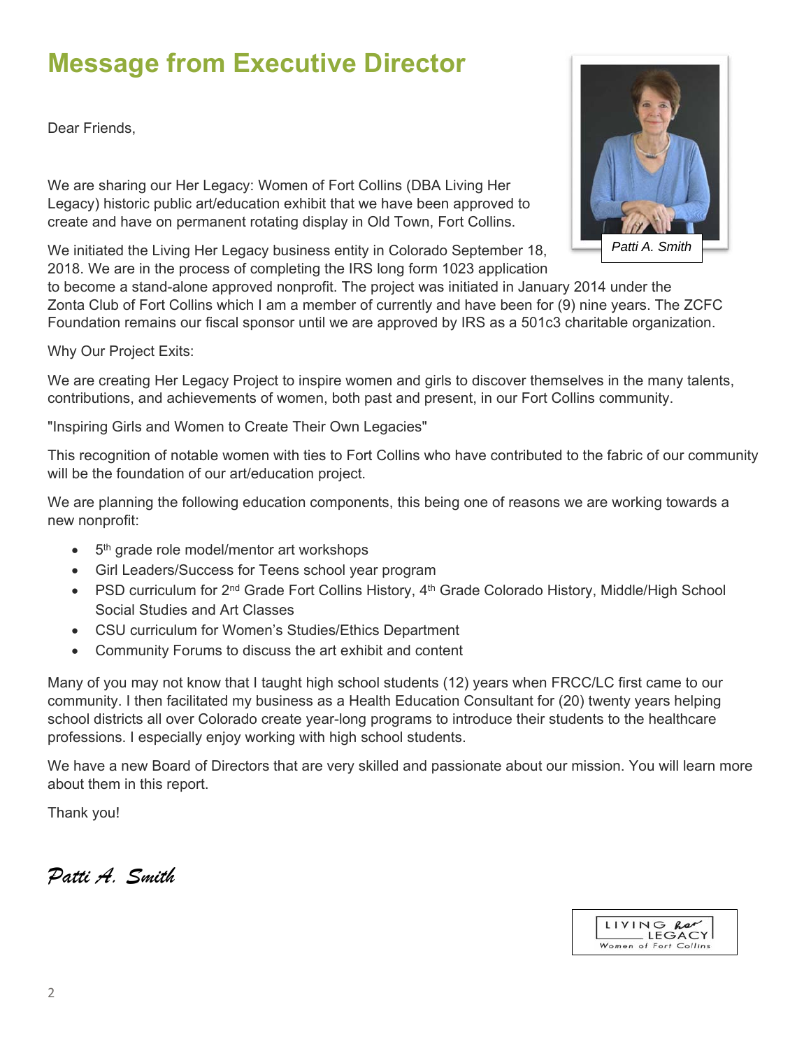# Message from Executive Director

Patti A. Smith

Dear Friends,

We are sharing our Her Legacy: Women of Fort Collins (DBA Living Her Legacy) historic public art/education exhibit that we have been approved to create and have on permanent rotating display in Old Town, Fort Collins.

We initiated the Living Her Legacy business entity in Colorado September 18, 2018. We are in the process of completing the IRS long form 1023 application to become a stand-alone approved nonprofit. The project was initiated in January 2014 under the Zonta Club of Fort Collins which I am a member of currently and have been for (9) nine years. The ZCFC Foundation remains our fiscal sponsor until we are approved by IRS as a 501c3 charitable organization.

Why Our Project Exits:

We are creating Her Legacy Project to inspire women and girls to discover themselves in the many talents, contributions, and achievements of women, both past and present, in our Fort Collins community.

"Inspiring Girls and Women to Create Their Own Legacies"

This recognition of notable women with ties to Fort Collins who have contributed to the fabric of our community will be the foundation of our art/education project.

We are planning the following education components, this being one of reasons we are working towards a new nonprofit:

- 5th grade role model/mentor art workshops
- Girl Leaders/Success for Teens school year program
- PSD curriculum for 2nd Grade Fort Collins History, 4th Grade Colorado History, Middle/High School Social Studies and Art Classes
- CSU curriculum for Women's Studies/Ethics Department
- Community Forums to discuss the art exhibit and content

Many of you may not know that I taught high school students (12) years when FRCC/LC first came to our community. I then facilitated my business as a Health Education Consultant for (20) twenty years helping school districts all over Colorado create year-long programs to introduce their students to the healthcare professions. I especially enjoy working with high school students.

We have a new Board of Directors that are very skilled and passionate about our mission. You will learn more about them in this report.

Thank you!

*Patti A. Smith*

LIVING her LEGACY
Women of Fort Collins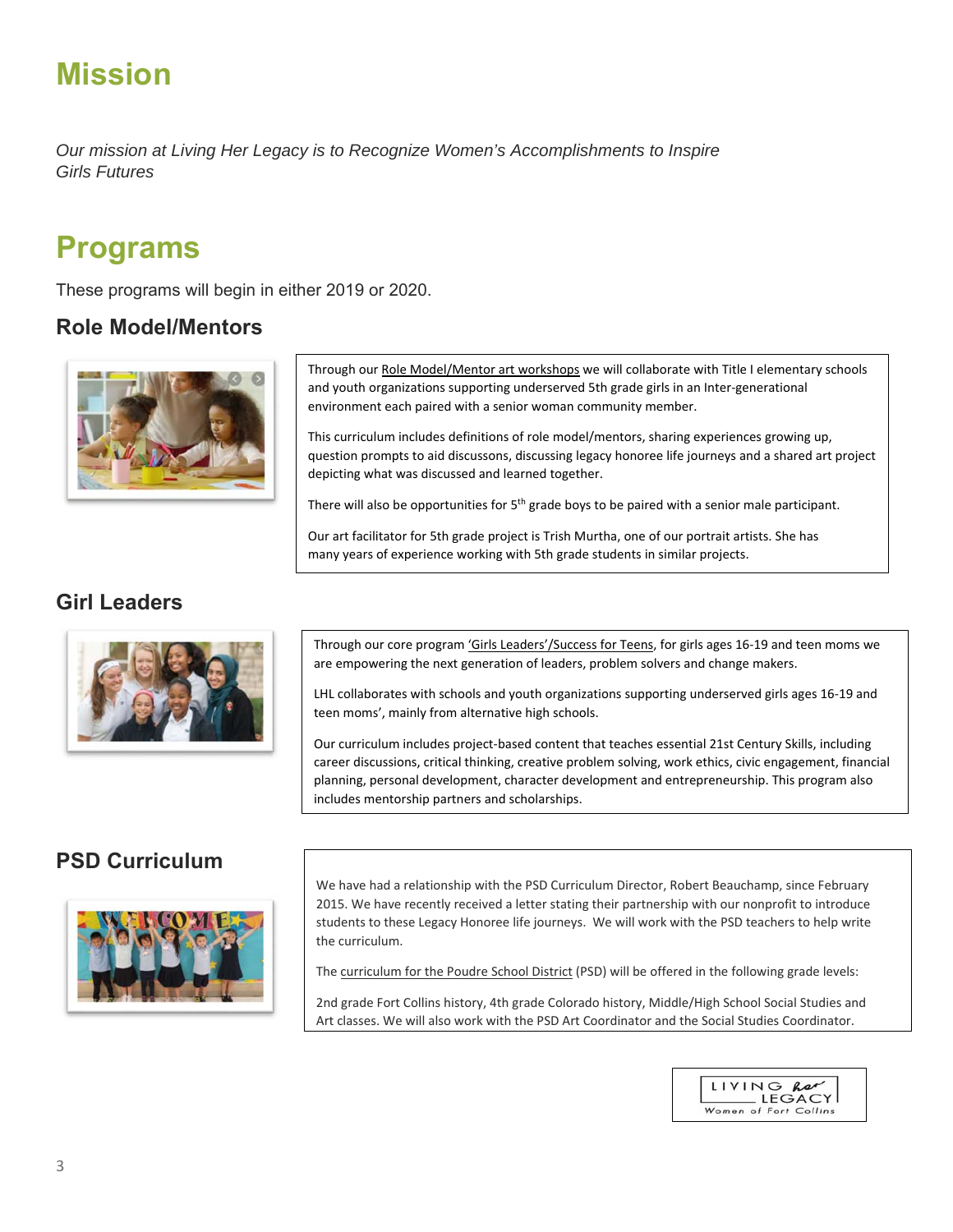# Mission

*Our mission at Living Her Legacy is to Recognize Women's Accomplishments to Inspire Girls Futures*

# Programs

These programs will begin in either 2019 or 2020.

## Role Model/Mentors

Through our Role Model/Mentor art workshops we will collaborate with Title I elementary schools and youth organizations supporting underserved 5th grade girls in an Inter-generational environment each paired with a senior woman community member.

This curriculum includes definitions of role model/mentors, sharing experiences growing up, question prompts to aid discussons, discussing legacy honoree life journeys and a shared art project depicting what was discussed and learned together.

There will also be opportunities for 5th grade boys to be paired with a senior male participant.

Our art facilitator for 5th grade project is Trish Murtha, one of our portrait artists. She has many years of experience working with 5th grade students in similar projects.

## Girl Leaders

Through our core program 'Girls Leaders'/Success for Teens, for girls ages 16-19 and teen moms we are empowering the next generation of leaders, problem solvers and change makers.

LHL collaborates with schools and youth organizations supporting underserved girls ages 16-19 and teen moms', mainly from alternative high schools.

Our curriculum includes project-based content that teaches essential 21st Century Skills, including career discussions, critical thinking, creative problem solving, work ethics, civic engagement, financial planning, personal development, character development and entrepreneurship. This program also includes mentorship partners and scholarships.

## PSD Curriculum

We have had a relationship with the PSD Curriculum Director, Robert Beauchamp, since February 2015. We have recently received a letter stating their partnership with our nonprofit to introduce students to these Legacy Honoree life journeys. We will work with the PSD teachers to help write the curriculum.

The curriculum for the Poudre School District (PSD) will be offered in the following grade levels:

2nd grade Fort Collins history, 4th grade Colorado history, Middle/High School Social Studies and Art classes. We will also work with the PSD Art Coordinator and the Social Studies Coordinator.

LIVING her LEGACY
Women of Fort Collins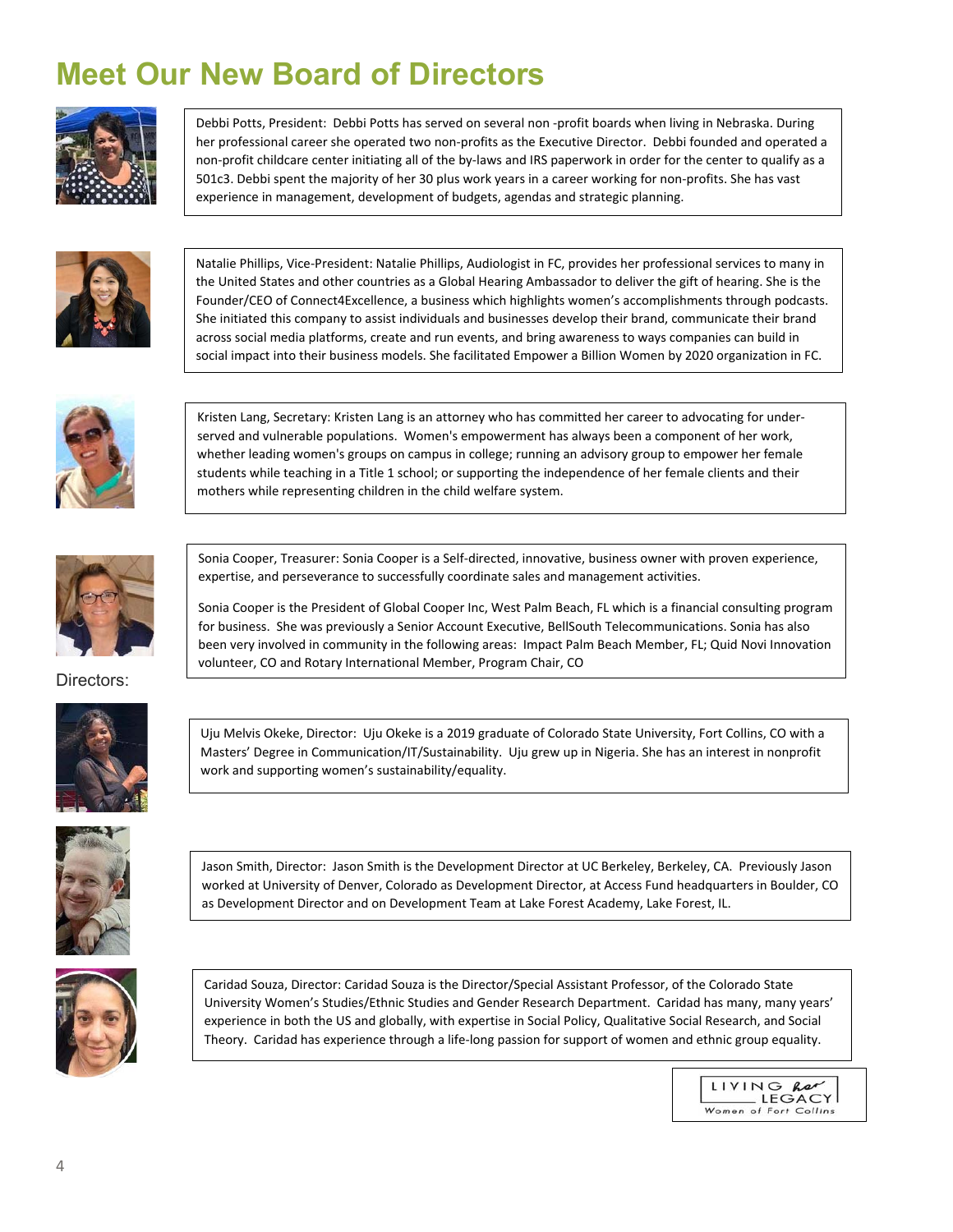# Meet Our New Board of Directors

Debbi Potts, President: Debbi Potts has served on several non -profit boards when living in Nebraska. During her professional career she operated two non-profits as the Executive Director. Debbi founded and operated a non-profit childcare center initiating all of the by-laws and IRS paperwork in order for the center to qualify as a 501c3. Debbi spent the majority of her 30 plus work years in a career working for non-profits. She has vast experience in management, development of budgets, agendas and strategic planning.

Natalie Phillips, Vice-President: Natalie Phillips, Audiologist in FC, provides her professional services to many in the United States and other countries as a Global Hearing Ambassador to deliver the gift of hearing. She is the Founder/CEO of Connect4Excellence, a business which highlights women's accomplishments through podcasts. She initiated this company to assist individuals and businesses develop their brand, communicate their brand across social media platforms, create and run events, and bring awareness to ways companies can build in social impact into their business models. She facilitated Empower a Billion Women by 2020 organization in FC.

Kristen Lang, Secretary: Kristen Lang is an attorney who has committed her career to advocating for under-served and vulnerable populations. Women's empowerment has always been a component of her work, whether leading women's groups on campus in college; running an advisory group to empower her female students while teaching in a Title 1 school; or supporting the independence of her female clients and their mothers while representing children in the child welfare system.

Sonia Cooper, Treasurer: Sonia Cooper is a Self-directed, innovative, business owner with proven experience, expertise, and perseverance to successfully coordinate sales and management activities.

Sonia Cooper is the President of Global Cooper Inc, West Palm Beach, FL which is a financial consulting program for business. She was previously a Senior Account Executive, BellSouth Telecommunications. Sonia has also been very involved in community in the following areas: Impact Palm Beach Member, FL; Quid Novi Innovation volunteer, CO and Rotary International Member, Program Chair, CO

Directors:

Uju Melvis Okeke, Director: Uju Okeke is a 2019 graduate of Colorado State University, Fort Collins, CO with a Masters' Degree in Communication/IT/Sustainability. Uju grew up in Nigeria. She has an interest in nonprofit work and supporting women's sustainability/equality.

Jason Smith, Director: Jason Smith is the Development Director at UC Berkeley, Berkeley, CA. Previously Jason worked at University of Denver, Colorado as Development Director, at Access Fund headquarters in Boulder, CO as Development Director and on Development Team at Lake Forest Academy, Lake Forest, IL.

Caridad Souza, Director: Caridad Souza is the Director/Special Assistant Professor, of the Colorado State University Women's Studies/Ethnic Studies and Gender Research Department. Caridad has many, many years' experience in both the US and globally, with expertise in Social Policy, Qualitative Social Research, and Social Theory. Caridad has experience through a life-long passion for support of women and ethnic group equality.

LIVING her LEGACY
Women of Fort Collins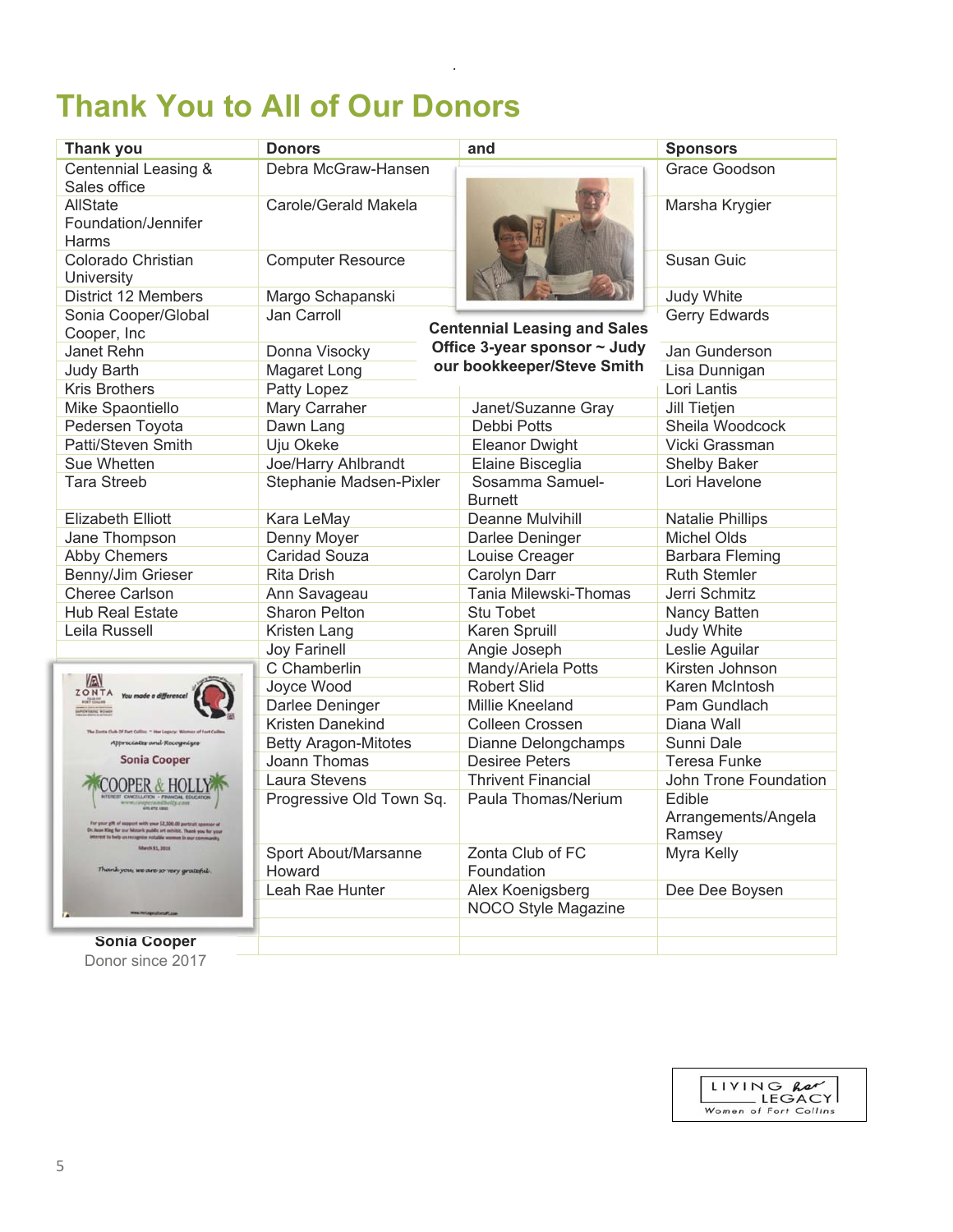# Thank You to All of Our Donors

| Thank you | Donors | and | Sponsors |
|---|---|---|---|
| Centennial Leasing & Sales office | Debra McGraw-Hansen | | Grace Goodson |
| AllState Foundation/Jennifer Harms | Carole/Gerald Makela | | Marsha Krygier |
| Colorado Christian University | Computer Resource | | Susan Guic |
| District 12 Members | Margo Schapanski | | Judy White |
| Sonia Cooper/Global Cooper, Inc | Jan Carroll | | Gerry Edwards |
| Janet Rehn | Donna Visocky | | Jan Gunderson |
| Judy Barth | Magaret Long | | Lisa Dunnigan |
| Kris Brothers | Patty Lopez | | Lori Lantis |
| Mike Spaontiello | Mary Carraher | Janet/Suzanne Gray | Jill Tietjen |
| Pedersen Toyota | Dawn Lang | Debbi Potts | Sheila Woodcock |
| Patti/Steven Smith | Uju Okeke | Eleanor Dwight | Vicki Grassman |
| Sue Whetten | Joe/Harry Ahlbrandt | Elaine Bisceglia | Shelby Baker |
| Tara Streeb | Stephanie Madsen-Pixler | Sosamma Samuel-Burnett | Lori Havelone |
| Elizabeth Elliott | Kara LeMay | Deanne Mulvihill | Natalie Phillips |
| Jane Thompson | Denny Moyer | Darlee Deninger | Michel Olds |
| Abby Chemers | Caridad Souza | Louise Creager | Barbara Fleming |
| Benny/Jim Grieser | Rita Drish | Carolyn Darr | Ruth Stemler |
| Cheree Carlson | Ann Savageau | Tania Milewski-Thomas | Jerri Schmitz |
| Hub Real Estate | Sharon Pelton | Stu Tobet | Nancy Batten |
| Leila Russell | Kristen Lang | Karen Spruill | Judy White |
| | Joy Farinell | Angie Joseph | Leslie Aguilar |
| | C Chamberlin | Mandy/Ariela Potts | Kirsten Johnson |
| | Joyce Wood | Robert Slid | Karen McIntosh |
| | Darlee Deninger | Millie Kneeland | Pam Gundlach |
| | Kristen Danekind | Colleen Crossen | Diana Wall |
| | Betty Aragon-Mitotes | Dianne Delongchamps | Sunni Dale |
| | Joann Thomas | Desiree Peters | Teresa Funke |
| | Laura Stevens | Thrivent Financial | John Trone Foundation |
| | Progressive Old Town Sq. | Paula Thomas/Nerium | Edible Arrangements/Angela Ramsey |
| | Sport About/Marsanne Howard | Zonta Club of FC Foundation | Myra Kelly |
| | Leah Rae Hunter | Alex Koenigsberg | Dee Dee Boysen |
| | | NOCO Style Magazine | |

**Centennial Leasing and Sales Office 3-year sponsor ~ Judy our bookkeeper/Steve Smith**

**Sonia Cooper**
Donor since 2017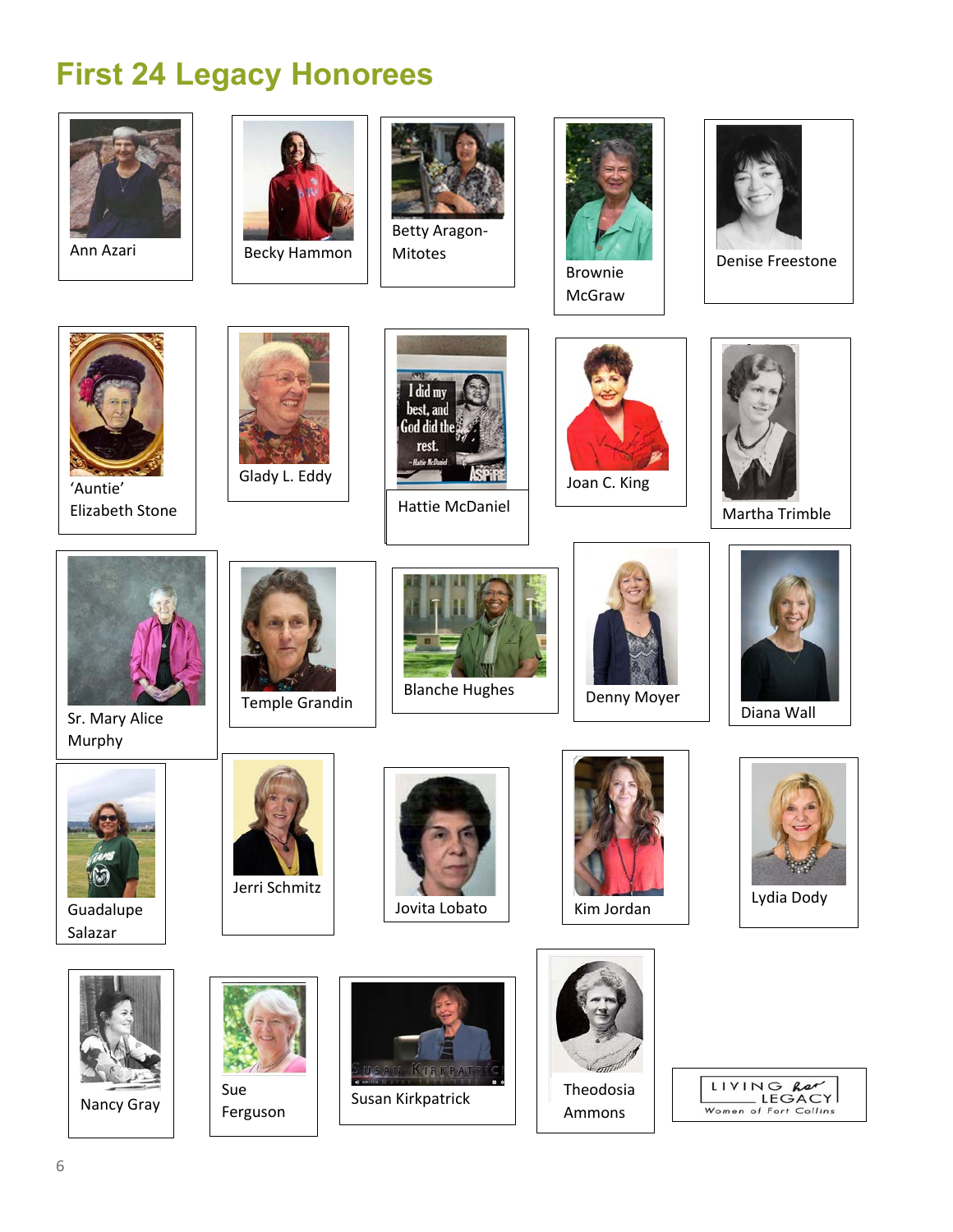# First 24 Legacy Honorees

Ann Azari

Becky Hammon

Betty Aragon-Mitotes

Brownie McGraw

Denise Freestone

'Auntie' Elizabeth Stone

Glady L. Eddy

Hattie McDaniel

Joan C. King

Martha Trimble

Sr. Mary Alice Murphy

Temple Grandin

Blanche Hughes

Denny Moyer

Diana Wall

Guadalupe Salazar

Jerri Schmitz

Jovita Lobato

Kim Jordan

Lydia Dody

Nancy Gray

Sue Ferguson

Susan Kirkpatrick

Theodosia Ammons

LIVING her LEGACY
Women of Fort Collins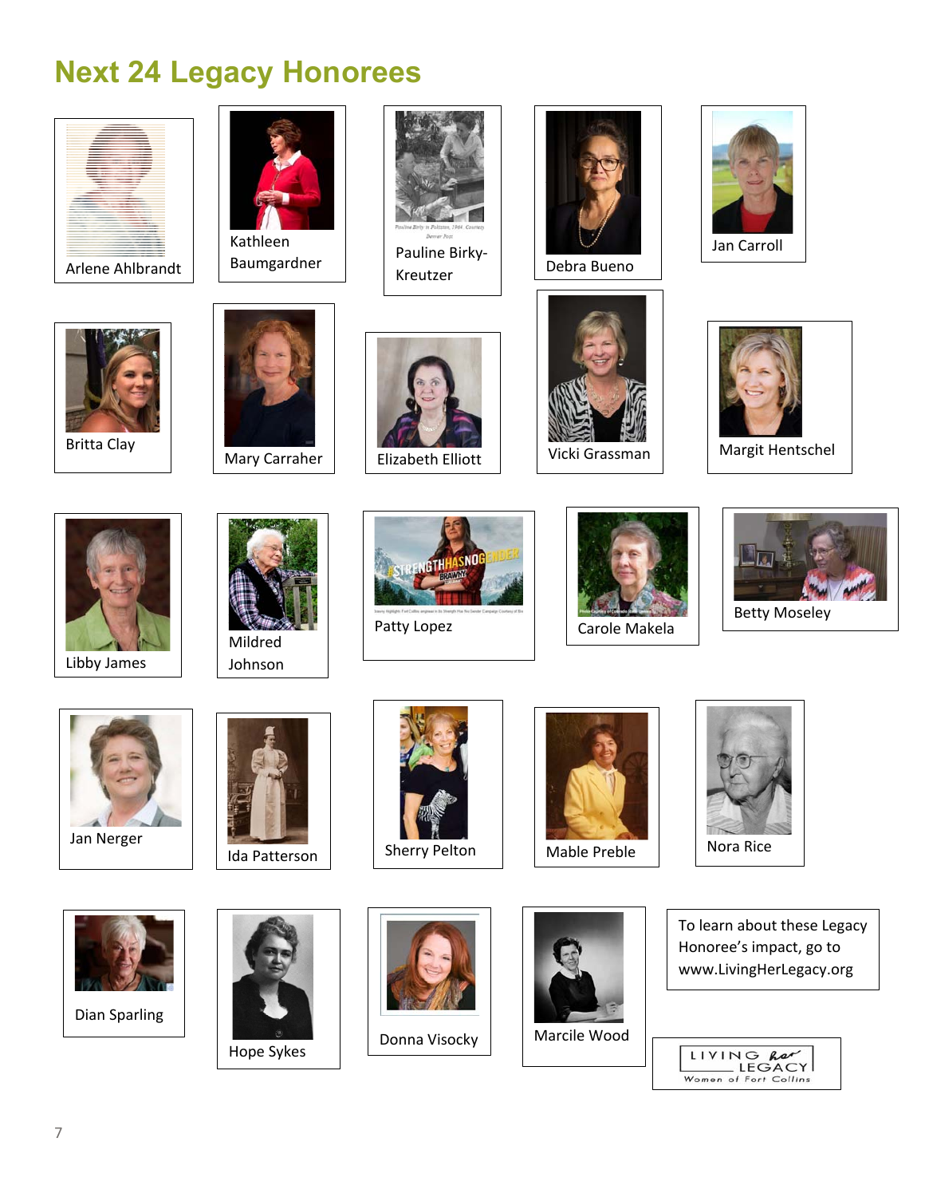# Next 24 Legacy Honorees

Arlene Ahlbrandt

Kathleen Baumgardner

Pauline Birky-Kreutzer

Debra Bueno

Jan Carroll

Britta Clay

Mary Carraher

Elizabeth Elliott

Vicki Grassman

Margit Hentschel

Libby James

Mildred Johnson

Patty Lopez

Carole Makela

Betty Moseley

Jan Nerger

Ida Patterson

Sherry Pelton

Mable Preble

Nora Rice

Dian Sparling

Hope Sykes

Donna Visocky

Marcile Wood

To learn about these Legacy Honoree's impact, go to www.LivingHerLegacy.org

LIVING her LEGACY
Women of Fort Collins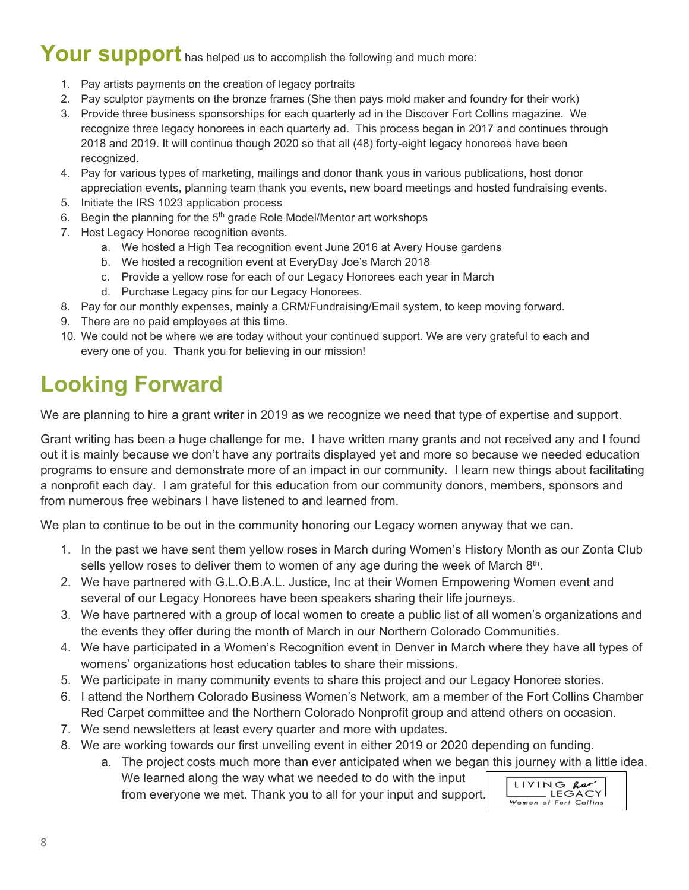**Your support** has helped us to accomplish the following and much more:

1. Pay artists payments on the creation of legacy portraits
2. Pay sculptor payments on the bronze frames (She then pays mold maker and foundry for their work)
3. Provide three business sponsorships for each quarterly ad in the Discover Fort Collins magazine. We recognize three legacy honorees in each quarterly ad. This process began in 2017 and continues through 2018 and 2019. It will continue though 2020 so that all (48) forty-eight legacy honorees have been recognized.
4. Pay for various types of marketing, mailings and donor thank yous in various publications, host donor appreciation events, planning team thank you events, new board meetings and hosted fundraising events.
5. Initiate the IRS 1023 application process
6. Begin the planning for the 5th grade Role Model/Mentor art workshops
7. Host Legacy Honoree recognition events.
    a. We hosted a High Tea recognition event June 2016 at Avery House gardens
    b. We hosted a recognition event at EveryDay Joe's March 2018
    c. Provide a yellow rose for each of our Legacy Honorees each year in March
    d. Purchase Legacy pins for our Legacy Honorees.
8. Pay for our monthly expenses, mainly a CRM/Fundraising/Email system, to keep moving forward.
9. There are no paid employees at this time.
10. We could not be where we are today without your continued support. We are very grateful to each and every one of you. Thank you for believing in our mission!

# Looking Forward

We are planning to hire a grant writer in 2019 as we recognize we need that type of expertise and support.

Grant writing has been a huge challenge for me. I have written many grants and not received any and I found out it is mainly because we don't have any portraits displayed yet and more so because we needed education programs to ensure and demonstrate more of an impact in our community. I learn new things about facilitating a nonprofit each day. I am grateful for this education from our community donors, members, sponsors and from numerous free webinars I have listened to and learned from.

We plan to continue to be out in the community honoring our Legacy women anyway that we can.

1. In the past we have sent them yellow roses in March during Women's History Month as our Zonta Club sells yellow roses to deliver them to women of any age during the week of March 8th.
2. We have partnered with G.L.O.B.A.L. Justice, Inc at their Women Empowering Women event and several of our Legacy Honorees have been speakers sharing their life journeys.
3. We have partnered with a group of local women to create a public list of all women's organizations and the events they offer during the month of March in our Northern Colorado Communities.
4. We have participated in a Women's Recognition event in Denver in March where they have all types of womens' organizations host education tables to share their missions.
5. We participate in many community events to share this project and our Legacy Honoree stories.
6. I attend the Northern Colorado Business Women's Network, am a member of the Fort Collins Chamber Red Carpet committee and the Northern Colorado Nonprofit group and attend others on occasion.
7. We send newsletters at least every quarter and more with updates.
8. We are working towards our first unveiling event in either 2019 or 2020 depending on funding.
    a. The project costs much more than ever anticipated when we began this journey with a little idea. We learned along the way what we needed to do with the input from everyone we met. Thank you to all for your input and support.

LIVING her LEGACY
Women of Fort Collins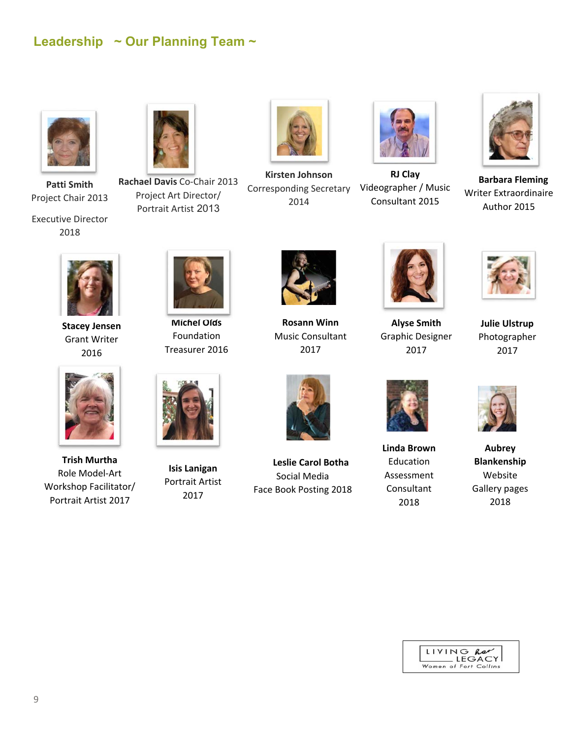## Leadership ~ Our Planning Team ~

**Patti Smith**
Project Chair 2013

Executive Director
2018

**Rachael Davis** Co-Chair 2013
Project Art Director/
Portrait Artist 2013

**Kirsten Johnson**
Corresponding Secretary
2014

**RJ Clay**
Videographer / Music
Consultant 2015

**Barbara Fleming**
Writer Extraordinaire
Author 2015

**Stacey Jensen**
Grant Writer
2016

**Michel Olds**
Foundation
Treasurer 2016

**Rosann Winn**
Music Consultant
2017

**Alyse Smith**
Graphic Designer
2017

**Julie Ulstrup**
Photographer
2017

**Trish Murtha**
Role Model-Art
Workshop Facilitator/
Portrait Artist 2017

**Isis Lanigan**
Portrait Artist
2017

**Leslie Carol Botha**
Social Media
Face Book Posting 2018

**Linda Brown**
Education
Assessment
Consultant
2018

**Aubrey Blankenship**
Website
Gallery pages
2018

LIVING her LEGACY
Women of Fort Collins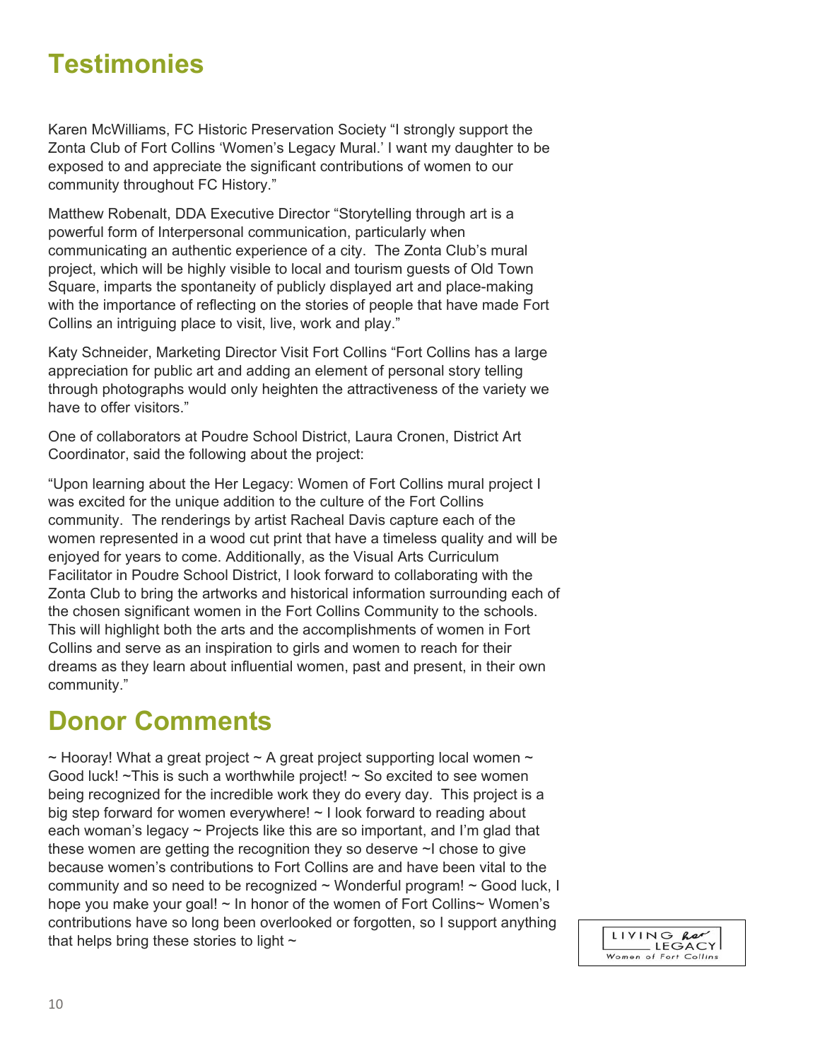# Testimonies

Karen McWilliams, FC Historic Preservation Society "I strongly support the Zonta Club of Fort Collins 'Women's Legacy Mural.' I want my daughter to be exposed to and appreciate the significant contributions of women to our community throughout FC History."

Matthew Robenalt, DDA Executive Director "Storytelling through art is a powerful form of Interpersonal communication, particularly when communicating an authentic experience of a city. The Zonta Club's mural project, which will be highly visible to local and tourism guests of Old Town Square, imparts the spontaneity of publicly displayed art and place-making with the importance of reflecting on the stories of people that have made Fort Collins an intriguing place to visit, live, work and play."

Katy Schneider, Marketing Director Visit Fort Collins "Fort Collins has a large appreciation for public art and adding an element of personal story telling through photographs would only heighten the attractiveness of the variety we have to offer visitors."

One of collaborators at Poudre School District, Laura Cronen, District Art Coordinator, said the following about the project:

"Upon learning about the Her Legacy: Women of Fort Collins mural project I was excited for the unique addition to the culture of the Fort Collins community. The renderings by artist Racheal Davis capture each of the women represented in a wood cut print that have a timeless quality and will be enjoyed for years to come. Additionally, as the Visual Arts Curriculum Facilitator in Poudre School District, I look forward to collaborating with the Zonta Club to bring the artworks and historical information surrounding each of the chosen significant women in the Fort Collins Community to the schools. This will highlight both the arts and the accomplishments of women in Fort Collins and serve as an inspiration to girls and women to reach for their dreams as they learn about influential women, past and present, in their own community."

# Donor Comments

~ Hooray! What a great project ~ A great project supporting local women ~ Good luck! ~This is such a worthwhile project! ~ So excited to see women being recognized for the incredible work they do every day. This project is a big step forward for women everywhere! ~ I look forward to reading about each woman's legacy ~ Projects like this are so important, and I'm glad that these women are getting the recognition they so deserve ~I chose to give because women's contributions to Fort Collins are and have been vital to the community and so need to be recognized ~ Wonderful program! ~ Good luck, I hope you make your goal! ~ In honor of the women of Fort Collins~ Women's contributions have so long been overlooked or forgotten, so I support anything that helps bring these stories to light ~

LIVING her LEGACY
Women of Fort Collins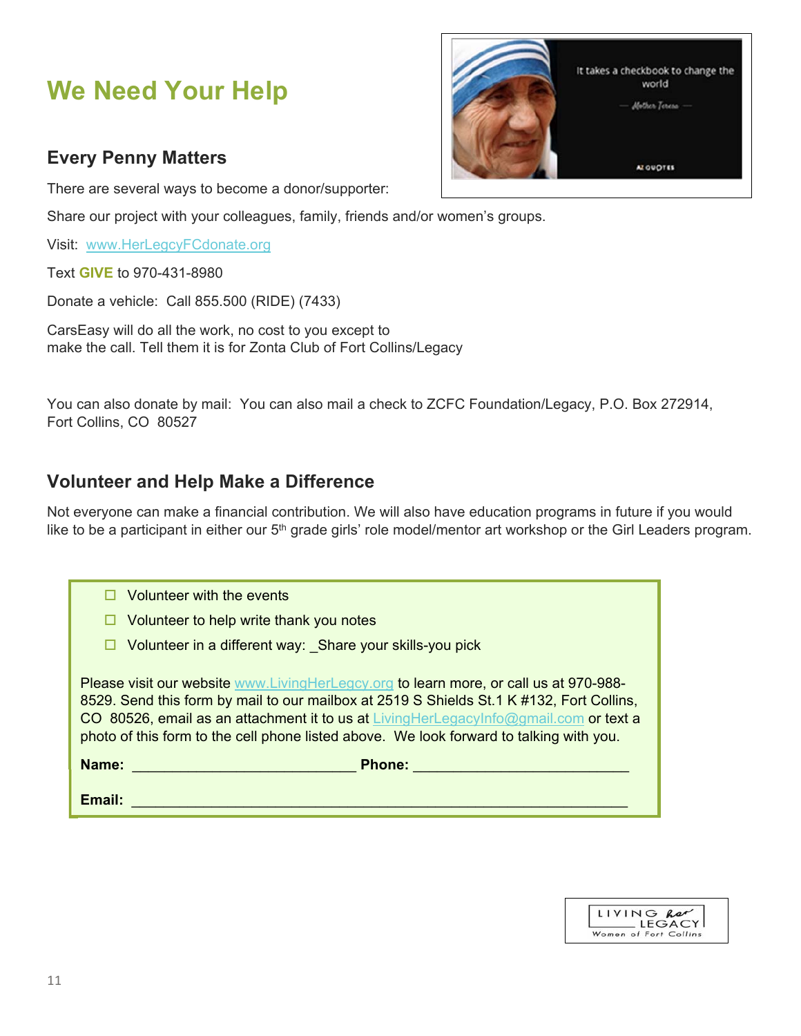# We Need Your Help

## Every Penny Matters

There are several ways to become a donor/supporter:

Share our project with your colleagues, family, friends and/or women's groups.

Visit: www.HerLegcyFCdonate.org

Text **GIVE** to 970-431-8980

Donate a vehicle: Call 855.500 (RIDE) (7433)

CarsEasy will do all the work, no cost to you except to make the call. Tell them it is for Zonta Club of Fort Collins/Legacy

You can also donate by mail: You can also mail a check to ZCFC Foundation/Legacy, P.O. Box 272914, Fort Collins, CO 80527

## Volunteer and Help Make a Difference

Not everyone can make a financial contribution. We will also have education programs in future if you would like to be a participant in either our 5th grade girls' role model/mentor art workshop or the Girl Leaders program.

- ☐ Volunteer with the events
- ☐ Volunteer to help write thank you notes
- ☐ Volunteer in a different way: _Share your skills-you pick

Please visit our website www.LivingHerLegcy.org to learn more, or call us at 970-988-8529. Send this form by mail to our mailbox at 2519 S Shields St.1 K #132, Fort Collins, CO 80526, email as an attachment it to us at LivingHerLegacyInfo@gmail.com or text a photo of this form to the cell phone listed above. We look forward to talking with you.

**Name:** ___________________________ **Phone:** ___________________________

**Email:** _____________________________________________________________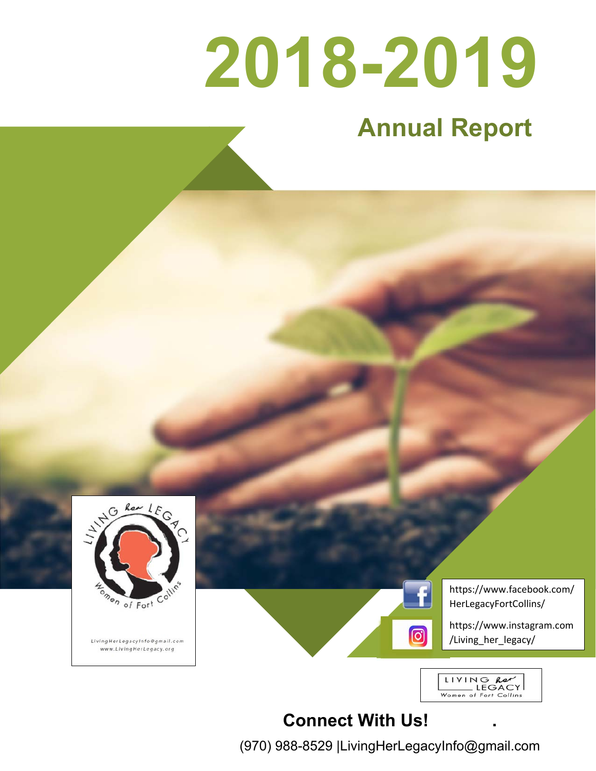# 2018-2019

## Annual Report

LivingHerLegacyInfo@gmail.com
www.LivingHerLegacy.org

https://www.facebook.com/HerLegacyFortCollins/

https://www.instagram.com/Living_her_legacy/

**Connect With Us!**

(970) 988-8529 |LivingHerLegacyInfo@gmail.com